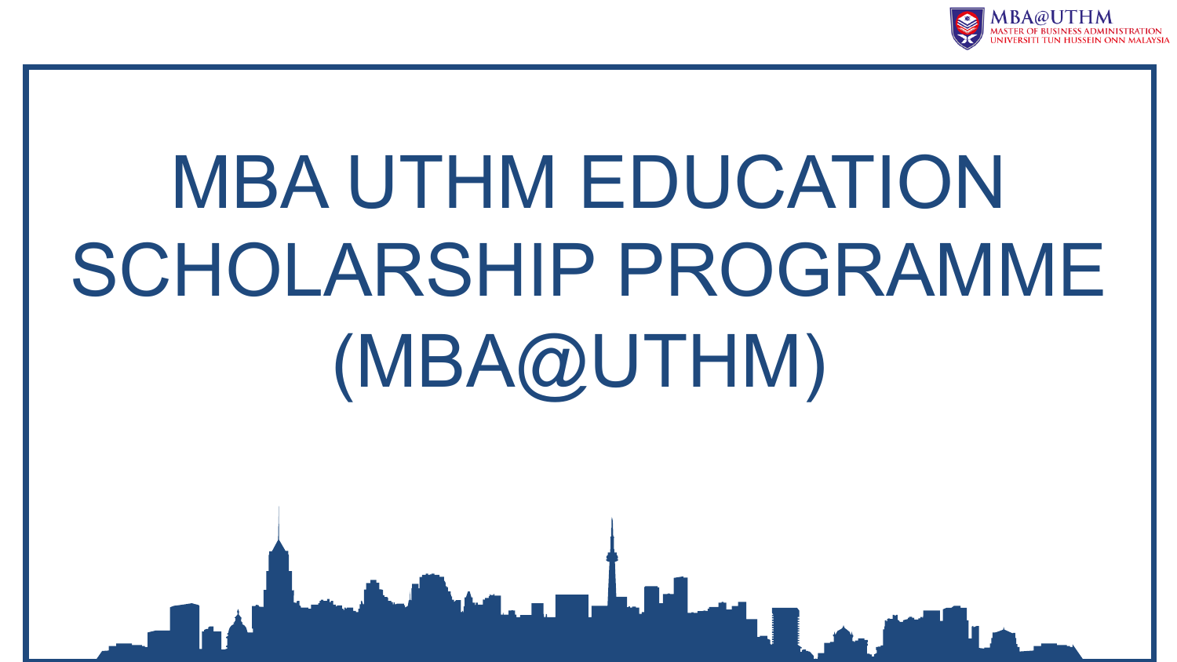# MBA UTHM EDUCATION SCHOLARSHIP PROGRAMME (MBA@UTHM)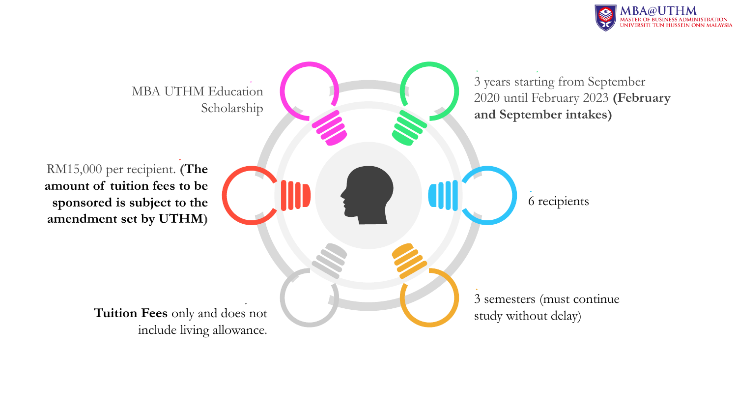MBA UTHM Education Scholarship

3 years starting from September 2020 until February 2023 **(February and September intakes)**

RM15,000 per recipient. **(The amount of tuition fees to be sponsored is subject to the amendment set by UTHM)**

6 recipients

**Tuition Fees** only and does not include living allowance.

3 semesters (must continue study without delay)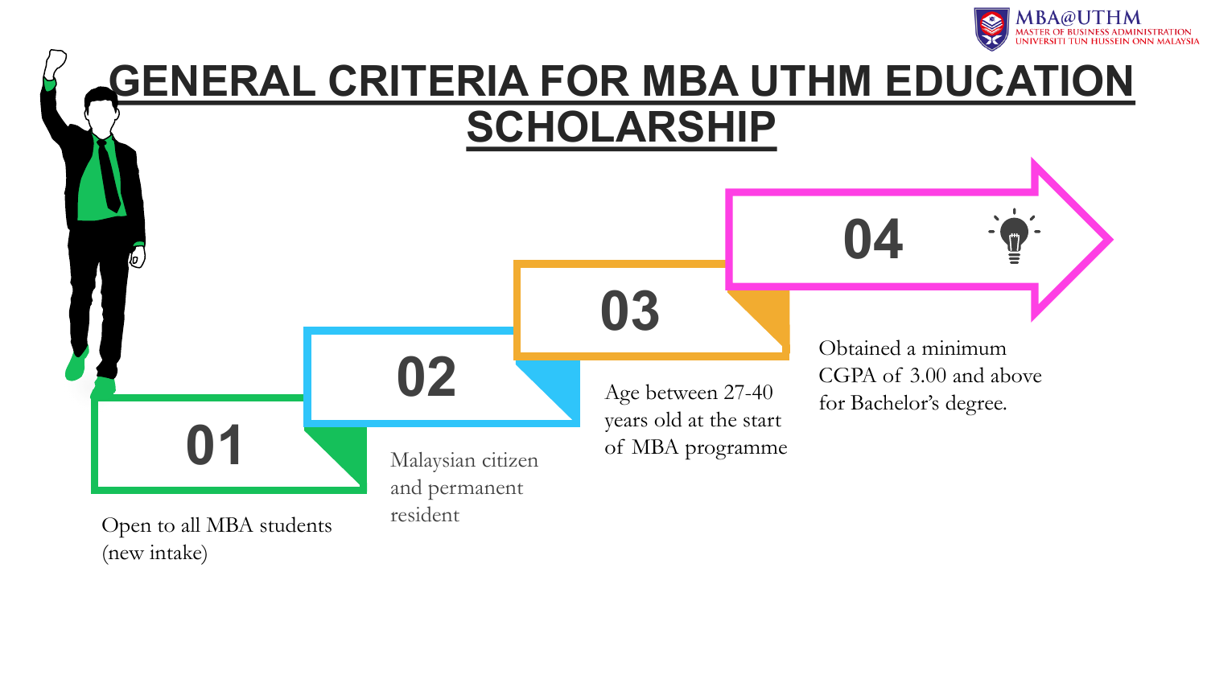# GENERAL CRITERIA FOR MBA UTHM EDUCATION SCHOLARSHIP

**01**

Open to all MBA students (new intake)

**02**

Malaysian citizen and permanent resident

**03**

Age between 27-40 years old at the start of MBA programme

**04**

Obtained a minimum CGPA of 3.00 and above for Bachelor's degree.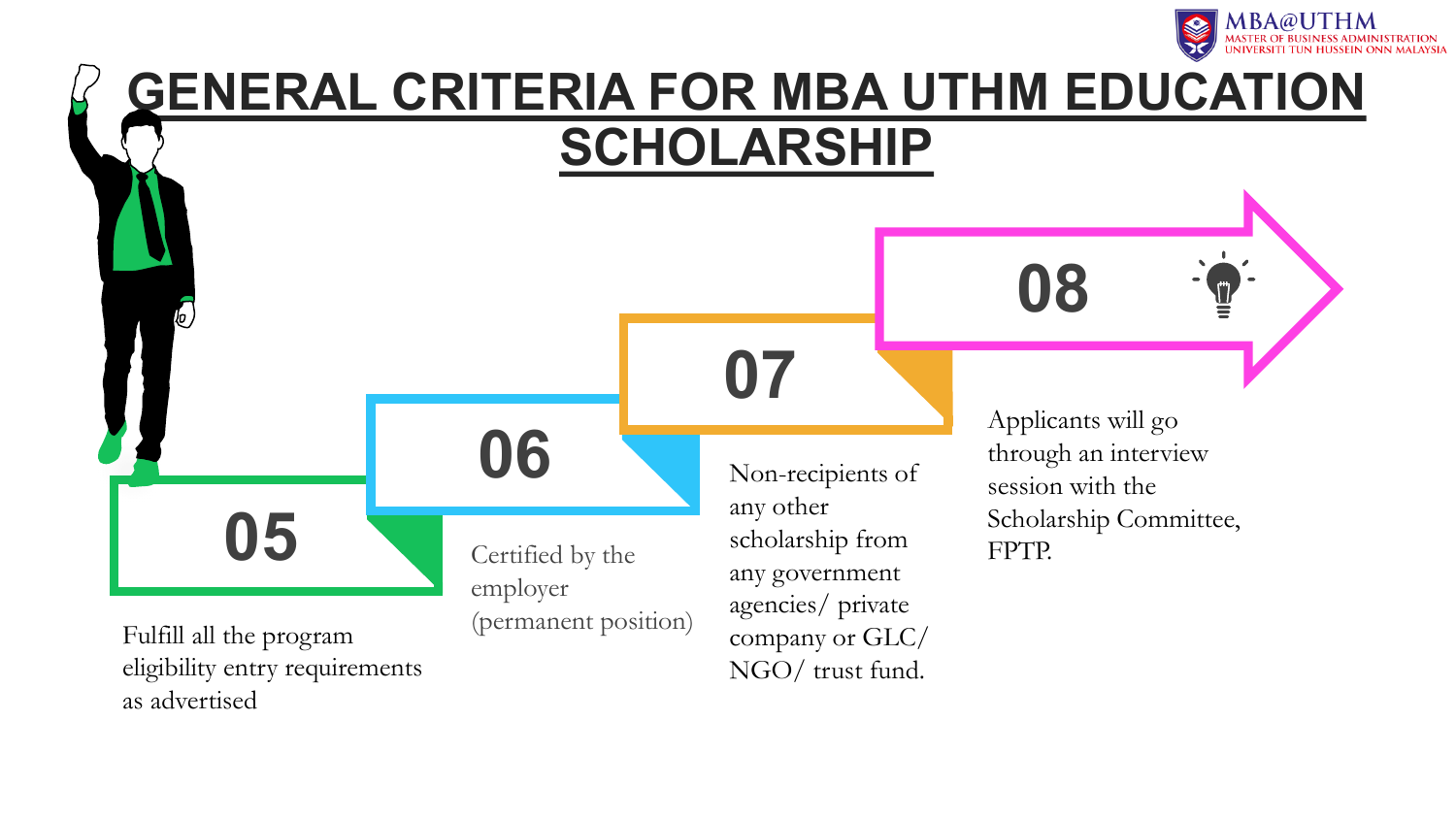# GENERAL CRITERIA FOR MBA UTHM EDUCATION SCHOLARSHIP

**05**

Fulfill all the program eligibility entry requirements as advertised

**06**

Certified by the employer (permanent position)

**07**

Non-recipients of any other scholarship from any government agencies/ private company or GLC/ NGO/ trust fund.

**08**

Applicants will go through an interview session with the Scholarship Committee, FPTP.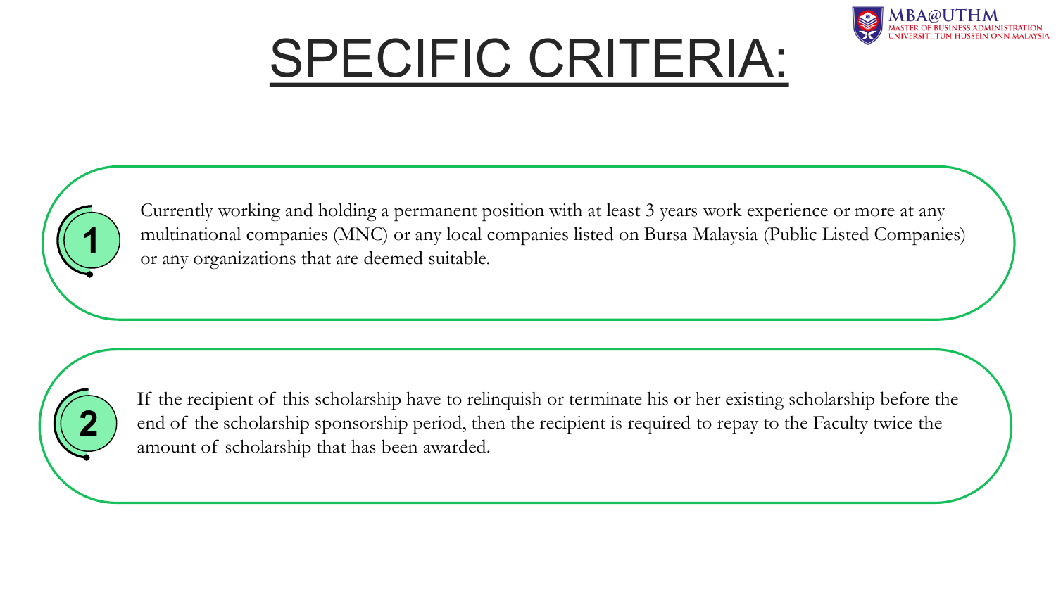# SPECIFIC CRITERIA:

1. Currently working and holding a permanent position with at least 3 years work experience or more at any multinational companies (MNC) or any local companies listed on Bursa Malaysia (Public Listed Companies) or any organizations that are deemed suitable.

2. If the recipient of this scholarship have to relinquish or terminate his or her existing scholarship before the end of the scholarship sponsorship period, then the recipient is required to repay to the Faculty twice the amount of scholarship that has been awarded.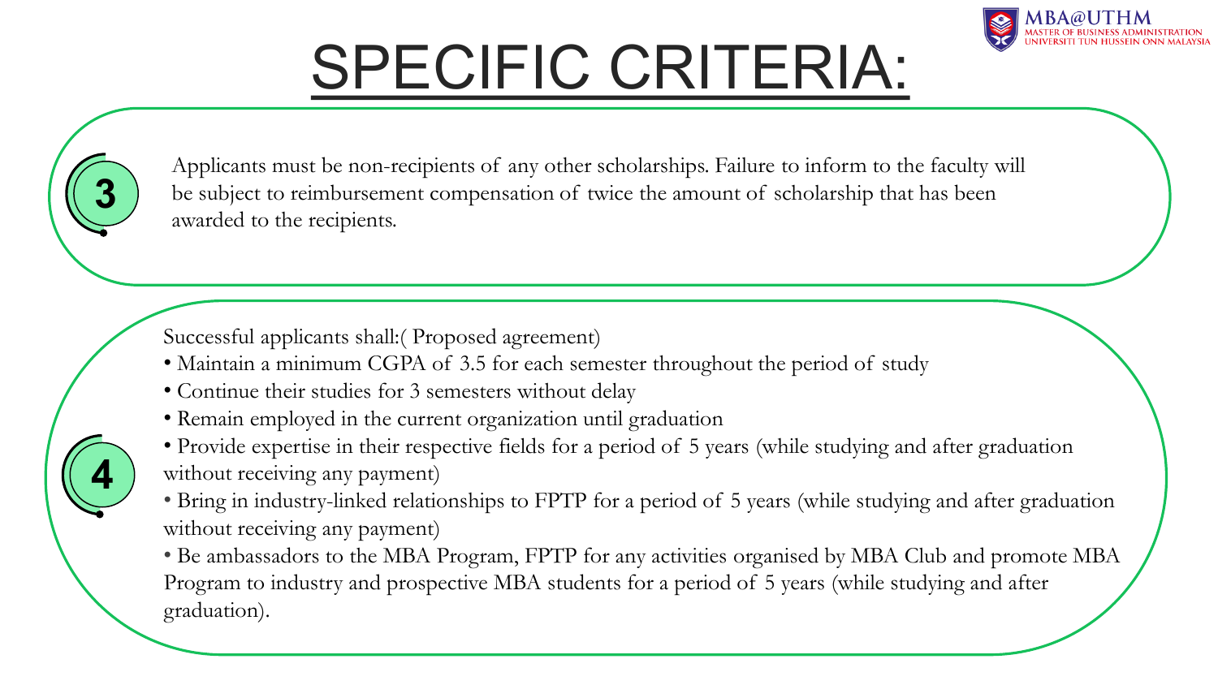# SPECIFIC CRITERIA:

**3**

Applicants must be non-recipients of any other scholarships. Failure to inform to the faculty will be subject to reimbursement compensation of twice the amount of scholarship that has been awarded to the recipients.

**4**

Successful applicants shall:( Proposed agreement)

- Maintain a minimum CGPA of 3.5 for each semester throughout the period of study
- Continue their studies for 3 semesters without delay
- Remain employed in the current organization until graduation
- Provide expertise in their respective fields for a period of 5 years (while studying and after graduation without receiving any payment)
- Bring in industry-linked relationships to FPTP for a period of 5 years (while studying and after graduation without receiving any payment)
- Be ambassadors to the MBA Program, FPTP for any activities organised by MBA Club and promote MBA Program to industry and prospective MBA students for a period of 5 years (while studying and after graduation).